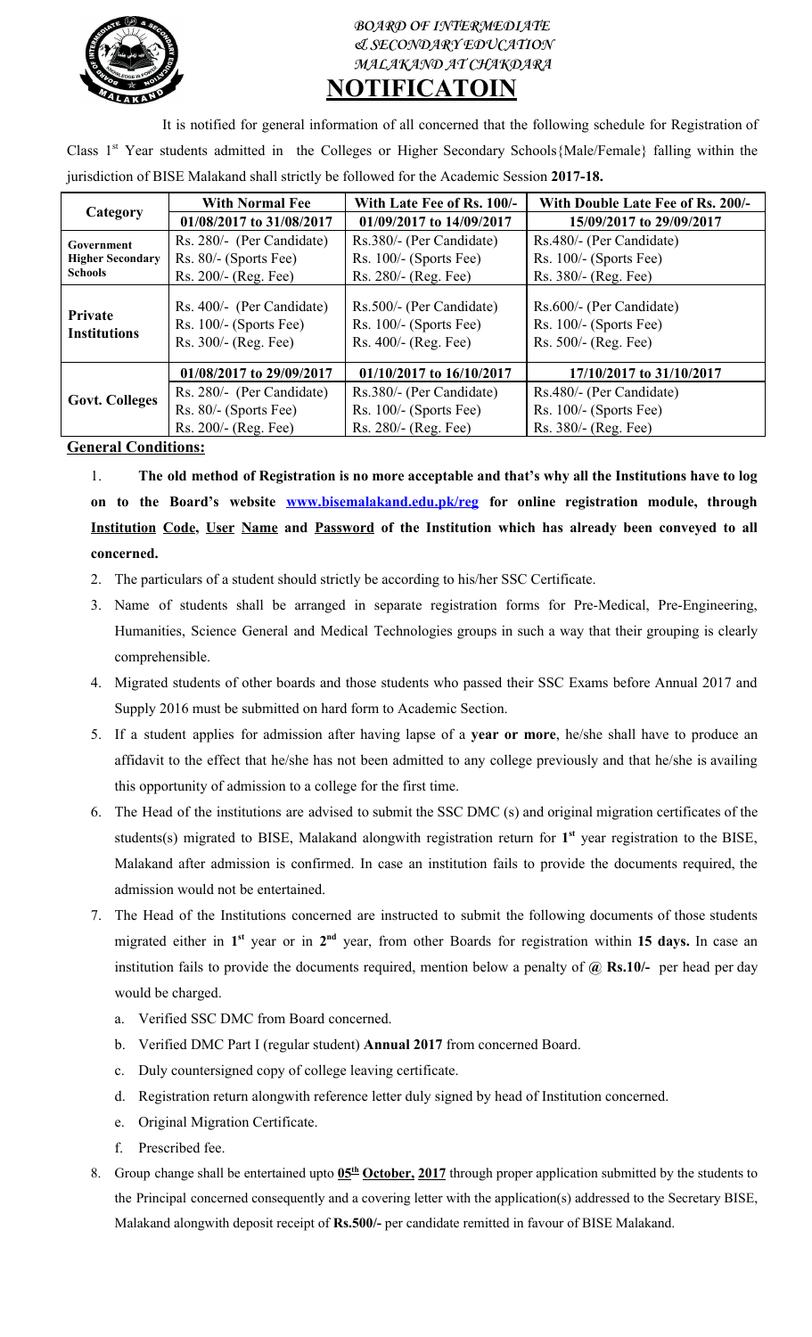# BOARD OF INTERMEDIATE & SECONDARY EDUCATION MALAKAND AT CHAKDARA

# NOTIFICATOIN

It is notified for general information of all concerned that the following schedule for Registration of Class 1st Year students admitted in the Colleges or Higher Secondary Schools{Male/Female} falling within the jurisdiction of BISE Malakand shall strictly be followed for the Academic Session **2017-18.**

| Category | With Normal Fee | With Late Fee of Rs. 100/- | With Double Late Fee of Rs. 200/- |
|---|---|---|---|
| | **01/08/2017 to 31/08/2017** | **01/09/2017 to 14/09/2017** | **15/09/2017 to 29/09/2017** |
| **Government Higher Secondary Schools** | Rs. 280/- (Per Candidate)<br>Rs. 80/- (Sports Fee)<br>Rs. 200/- (Reg. Fee) | Rs.380/- (Per Candidate)<br>Rs. 100/- (Sports Fee)<br>Rs. 280/- (Reg. Fee) | Rs.480/- (Per Candidate)<br>Rs. 100/- (Sports Fee)<br>Rs. 380/- (Reg. Fee) |
| **Private Institutions** | Rs. 400/- (Per Candidate)<br>Rs. 100/- (Sports Fee)<br>Rs. 300/- (Reg. Fee) | Rs.500/- (Per Candidate)<br>Rs. 100/- (Sports Fee)<br>Rs. 400/- (Reg. Fee) | Rs.600/- (Per Candidate)<br>Rs. 100/- (Sports Fee)<br>Rs. 500/- (Reg. Fee) |
| **Govt. Colleges** | **01/08/2017 to 29/09/2017** | **01/10/2017 to 16/10/2017** | **17/10/2017 to 31/10/2017** |
| | Rs. 280/- (Per Candidate)<br>Rs. 80/- (Sports Fee)<br>Rs. 200/- (Reg. Fee) | Rs.380/- (Per Candidate)<br>Rs. 100/- (Sports Fee)<br>Rs. 280/- (Reg. Fee) | Rs.480/- (Per Candidate)<br>Rs. 100/- (Sports Fee)<br>Rs. 380/- (Reg. Fee) |

**General Conditions:**

1. **The old method of Registration is no more acceptable and that's why all the Institutions have to log on to the Board's website www.bisemalakand.edu.pk/reg for online registration module, through Institution Code, User Name and Password of the Institution which has already been conveyed to all concerned.**
2. The particulars of a student should strictly be according to his/her SSC Certificate.
3. Name of students shall be arranged in separate registration forms for Pre-Medical, Pre-Engineering, Humanities, Science General and Medical Technologies groups in such a way that their grouping is clearly comprehensible.
4. Migrated students of other boards and those students who passed their SSC Exams before Annual 2017 and Supply 2016 must be submitted on hard form to Academic Section.
5. If a student applies for admission after having lapse of a **year or more**, he/she shall have to produce an affidavit to the effect that he/she has not been admitted to any college previously and that he/she is availing this opportunity of admission to a college for the first time.
6. The Head of the institutions are advised to submit the SSC DMC (s) and original migration certificates of the students(s) migrated to BISE, Malakand alongwith registration return for **1st** year registration to the BISE, Malakand after admission is confirmed. In case an institution fails to provide the documents required, the admission would not be entertained.
7. The Head of the Institutions concerned are instructed to submit the following documents of those students migrated either in **1st** year or in **2nd** year, from other Boards for registration within **15 days.** In case an institution fails to provide the documents required, mention below a penalty of **@ Rs.10/-** per head per day would be charged.
   a. Verified SSC DMC from Board concerned.
   b. Verified DMC Part I (regular student) **Annual 2017** from concerned Board.
   c. Duly countersigned copy of college leaving certificate.
   d. Registration return alongwith reference letter duly signed by head of Institution concerned.
   e. Original Migration Certificate.
   f. Prescribed fee.
8. Group change shall be entertained upto **05th October, 2017** through proper application submitted by the students to the Principal concerned consequently and a covering letter with the application(s) addressed to the Secretary BISE, Malakand alongwith deposit receipt of **Rs.500/-** per candidate remitted in favour of BISE Malakand.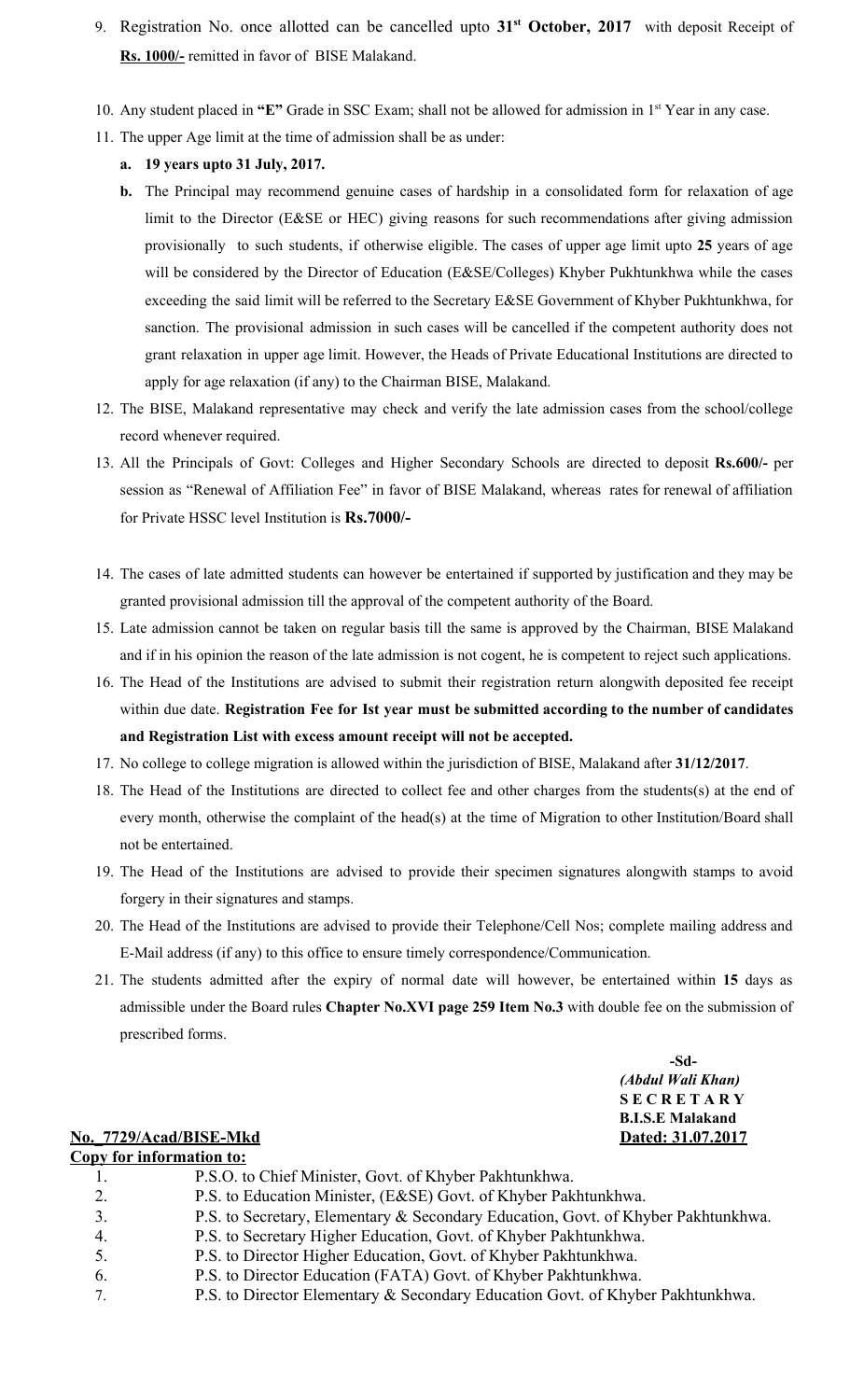9. Registration No. once allotted can be cancelled upto **31st October, 2017** with deposit Receipt of **Rs. 1000/-** remitted in favor of BISE Malakand.

10. Any student placed in **"E"** Grade in SSC Exam; shall not be allowed for admission in 1st Year in any case.

11. The upper Age limit at the time of admission shall be as under:

    a. **19 years upto 31 July, 2017.**

    b. The Principal may recommend genuine cases of hardship in a consolidated form for relaxation of age limit to the Director (E&SE or HEC) giving reasons for such recommendations after giving admission provisionally to such students, if otherwise eligible. The cases of upper age limit upto **25** years of age will be considered by the Director of Education (E&SE/Colleges) Khyber Pukhtunkhwa while the cases exceeding the said limit will be referred to the Secretary E&SE Government of Khyber Pukhtunkhwa, for sanction. The provisional admission in such cases will be cancelled if the competent authority does not grant relaxation in upper age limit. However, the Heads of Private Educational Institutions are directed to apply for age relaxation (if any) to the Chairman BISE, Malakand.

12. The BISE, Malakand representative may check and verify the late admission cases from the school/college record whenever required.

13. All the Principals of Govt: Colleges and Higher Secondary Schools are directed to deposit **Rs.600/-** per session as "Renewal of Affiliation Fee" in favor of BISE Malakand, whereas rates for renewal of affiliation for Private HSSC level Institution is **Rs.7000/-**

14. The cases of late admitted students can however be entertained if supported by justification and they may be granted provisional admission till the approval of the competent authority of the Board.

15. Late admission cannot be taken on regular basis till the same is approved by the Chairman, BISE Malakand and if in his opinion the reason of the late admission is not cogent, he is competent to reject such applications.

16. The Head of the Institutions are advised to submit their registration return alongwith deposited fee receipt within due date. **Registration Fee for Ist year must be submitted according to the number of candidates and Registration List with excess amount receipt will not be accepted.**

17. No college to college migration is allowed within the jurisdiction of BISE, Malakand after **31/12/2017**.

18. The Head of the Institutions are directed to collect fee and other charges from the students(s) at the end of every month, otherwise the complaint of the head(s) at the time of Migration to other Institution/Board shall not be entertained.

19. The Head of the Institutions are advised to provide their specimen signatures alongwith stamps to avoid forgery in their signatures and stamps.

20. The Head of the Institutions are advised to provide their Telephone/Cell Nos; complete mailing address and E-Mail address (if any) to this office to ensure timely correspondence/Communication.

21. The students admitted after the expiry of normal date will however, be entertained within **15** days as admissible under the Board rules **Chapter No.XVI page 259 Item No.3** with double fee on the submission of prescribed forms.

**-Sd-**
***(Abdul Wali Khan)***
**S E C R E T A R Y**
**B.I.S.E Malakand**

**No. 7729/Acad/BISE-Mkd** **Dated: 31.07.2017**

**Copy for information to:**

1. P.S.O. to Chief Minister, Govt. of Khyber Pakhtunkhwa.
2. P.S. to Education Minister, (E&SE) Govt. of Khyber Pakhtunkhwa.
3. P.S. to Secretary, Elementary & Secondary Education, Govt. of Khyber Pakhtunkhwa.
4. P.S. to Secretary Higher Education, Govt. of Khyber Pakhtunkhwa.
5. P.S. to Director Higher Education, Govt. of Khyber Pakhtunkhwa.
6. P.S. to Director Education (FATA) Govt. of Khyber Pakhtunkhwa.
7. P.S. to Director Elementary & Secondary Education Govt. of Khyber Pakhtunkhwa.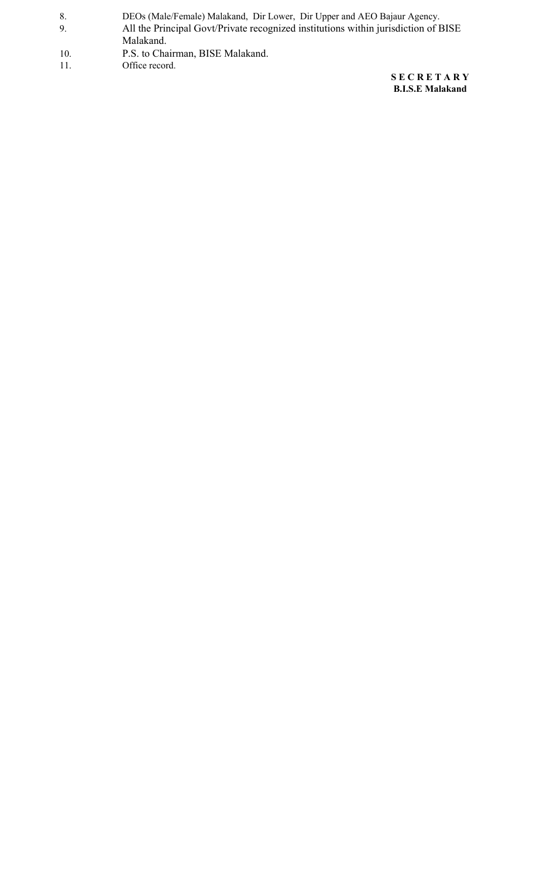8. DEOs (Male/Female) Malakand, Dir Lower, Dir Upper and AEO Bajaur Agency.
9. All the Principal Govt/Private recognized institutions within jurisdiction of BISE Malakand.
10. P.S. to Chairman, BISE Malakand.
11. Office record.

**S E C R E T A R Y**
**B.I.S.E Malakand**